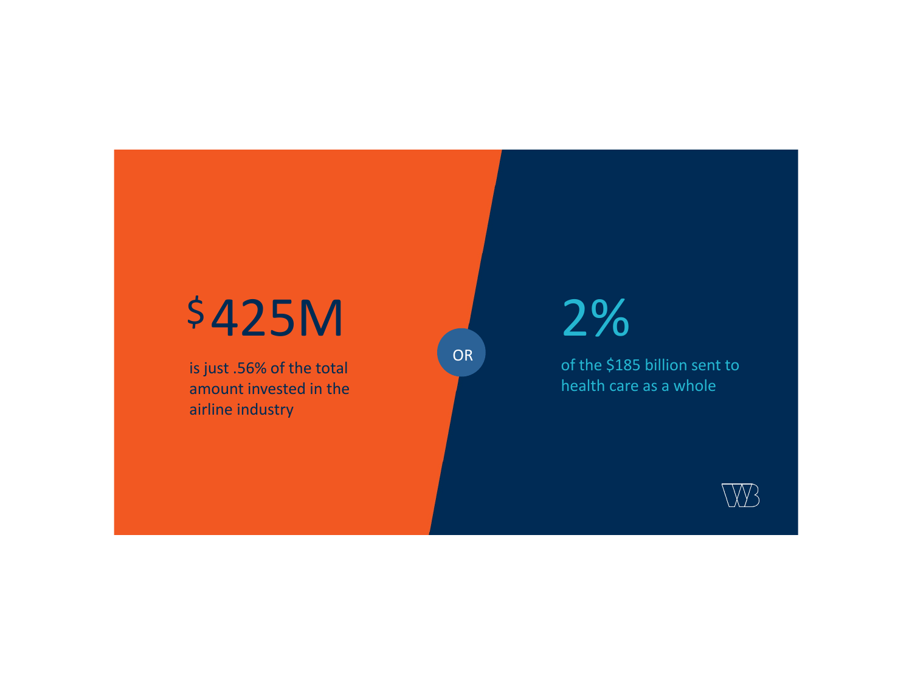$425M

is just .56% of the total amount invested in the airline industry

OR

2%

of the $185 billion sent to health care as a whole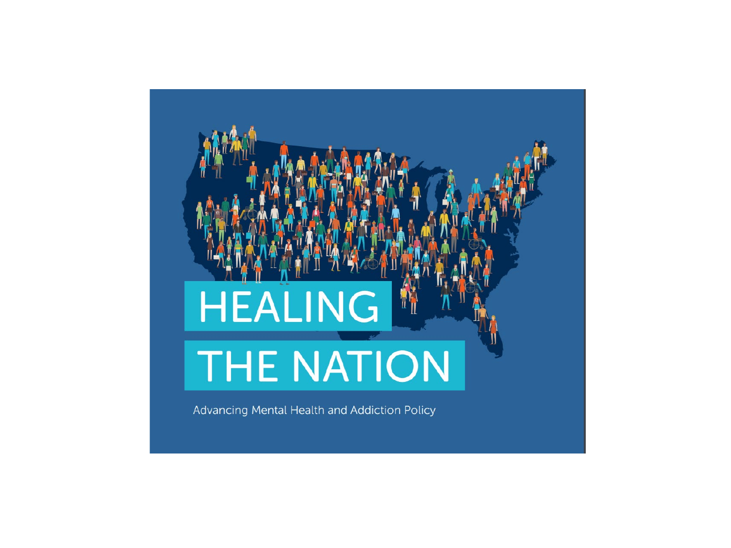# HEALING THE NATION

Advancing Mental Health and Addiction Policy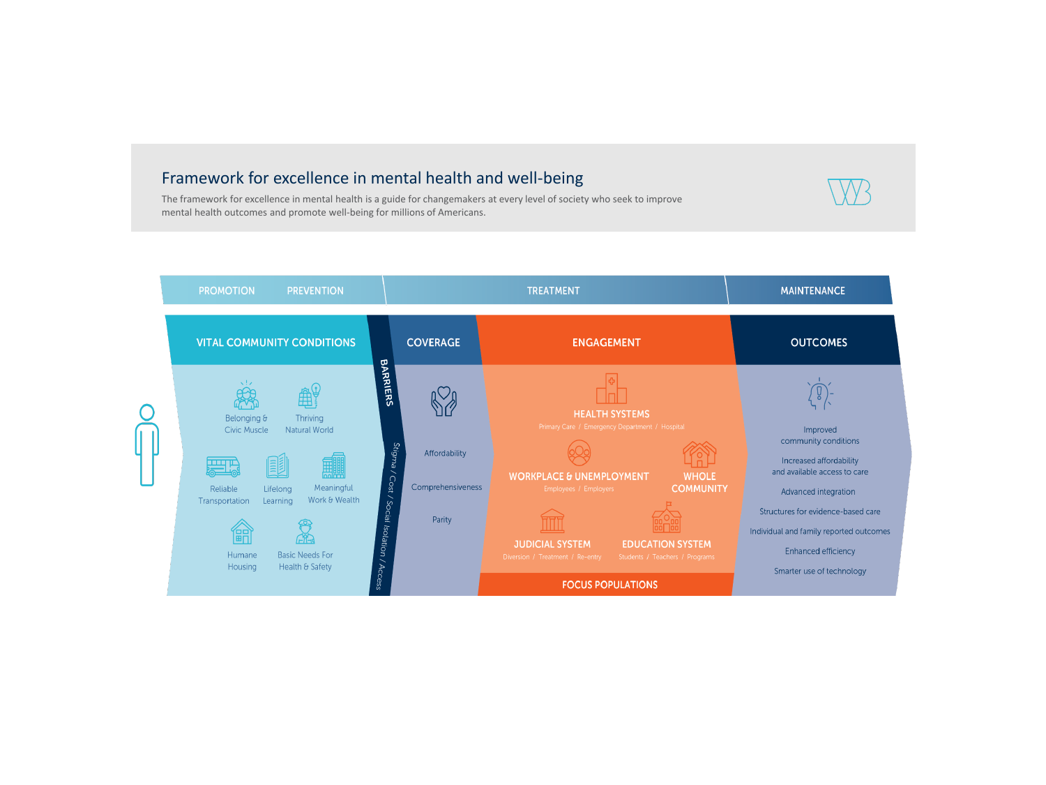## Framework for excellence in mental health and well-being

The framework for excellence in mental health is a guide for changemakers at every level of society who seek to improve mental health outcomes and promote well-being for millions of Americans.

PROMOTION | PREVENTION | TREATMENT | MAINTENANCE

### VITAL COMMUNITY CONDITIONS

- Belonging & Civic Muscle
- Thriving Natural World
- Reliable Transportation
- Lifelong Learning
- Meaningful Work & Wealth
- Humane Housing
- Basic Needs For Health & Safety

### BARRIERS

Stigma / Cost / Social Isolation / Access

### COVERAGE

- Affordability
- Comprehensiveness
- Parity

### ENGAGEMENT

- HEALTH SYSTEMS — Primary Care / Emergency Department / Hospital
- WORKPLACE & UNEMPLOYMENT — Employees / Employers
- WHOLE COMMUNITY
- JUDICIAL SYSTEM — Diversion / Treatment / Re-entry
- EDUCATION SYSTEM — Students / Teachers / Programs

FOCUS POPULATIONS

### OUTCOMES

- Improved community conditions
- Increased affordability and available access to care
- Advanced integration
- Structures for evidence-based care
- Individual and family reported outcomes
- Enhanced efficiency
- Smarter use of technology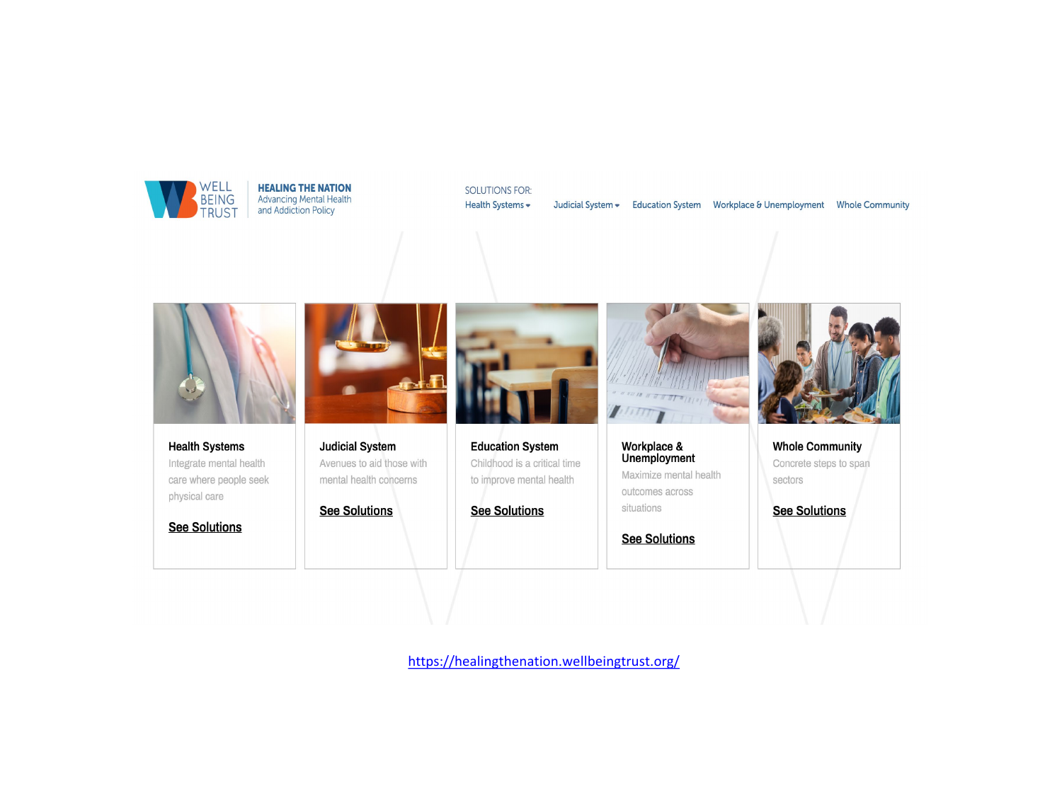WELL BEING TRUST | **HEALING THE NATION** Advancing Mental Health and Addiction Policy

SOLUTIONS FOR:
Health Systems | Judicial System | Education System | Workplace & Unemployment | Whole Community

**Health Systems**
Integrate mental health care where people seek physical care
See Solutions

**Judicial System**
Avenues to aid those with mental health concerns
See Solutions

**Education System**
Childhood is a critical time to improve mental health
See Solutions

**Workplace & Unemployment**
Maximize mental health outcomes across situations
See Solutions

**Whole Community**
Concrete steps to span sectors
See Solutions

https://healingthenation.wellbeingtrust.org/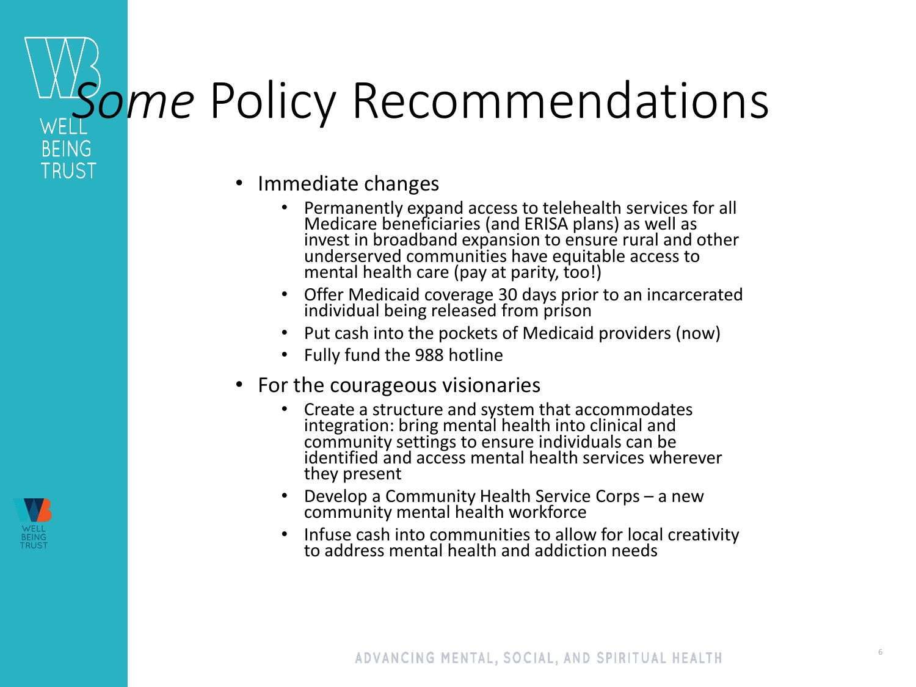# *Some* Policy Recommendations

- Immediate changes
  - Permanently expand access to telehealth services for all Medicare beneficiaries (and ERISA plans) as well as invest in broadband expansion to ensure rural and other underserved communities have equitable access to mental health care (pay at parity, too!)
  - Offer Medicaid coverage 30 days prior to an incarcerated individual being released from prison
  - Put cash into the pockets of Medicaid providers (now)
  - Fully fund the 988 hotline
- For the courageous visionaries
  - Create a structure and system that accommodates integration: bring mental health into clinical and community settings to ensure individuals can be identified and access mental health services wherever they present
  - Develop a Community Health Service Corps – a new community mental health workforce
  - Infuse cash into communities to allow for local creativity to address mental health and addiction needs

ADVANCING MENTAL, SOCIAL, AND SPIRITUAL HEALTH